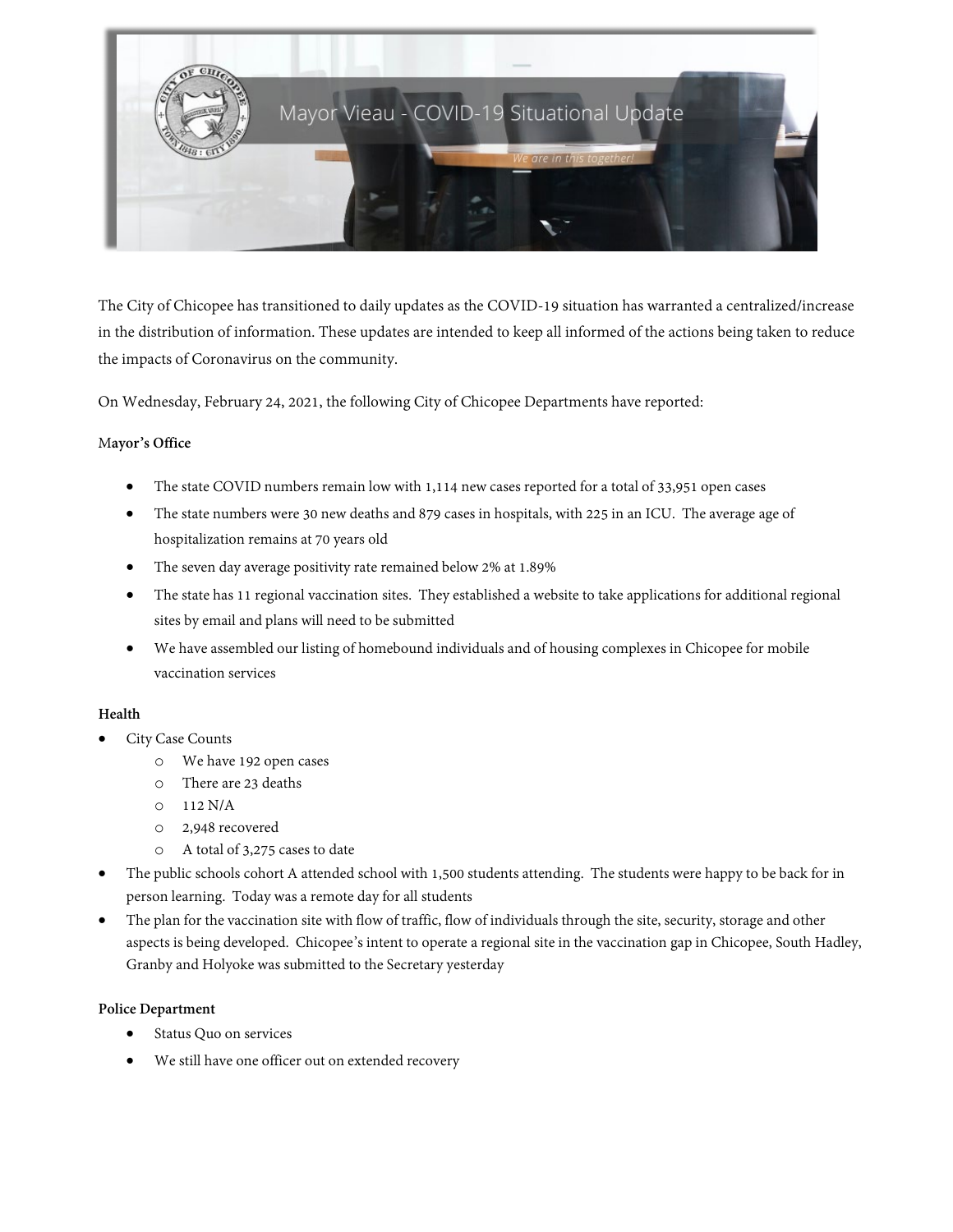# Mayor Vieau - COVID-19 Situational Update

*We are in this together!*

The City of Chicopee has transitioned to daily updates as the COVID-19 situation has warranted a centralized/increase in the distribution of information. These updates are intended to keep all informed of the actions being taken to reduce the impacts of Coronavirus on the community.

On Wednesday, February 24, 2021, the following City of Chicopee Departments have reported:

**Mayor's Office**

- The state COVID numbers remain low with 1,114 new cases reported for a total of 33,951 open cases
- The state numbers were 30 new deaths and 879 cases in hospitals, with 225 in an ICU. The average age of hospitalization remains at 70 years old
- The seven day average positivity rate remained below 2% at 1.89%
- The state has 11 regional vaccination sites. They established a website to take applications for additional regional sites by email and plans will need to be submitted
- We have assembled our listing of homebound individuals and of housing complexes in Chicopee for mobile vaccination services

**Health**

- City Case Counts
  - We have 192 open cases
  - There are 23 deaths
  - 112 N/A
  - 2,948 recovered
  - A total of 3,275 cases to date
- The public schools cohort A attended school with 1,500 students attending. The students were happy to be back for in person learning. Today was a remote day for all students
- The plan for the vaccination site with flow of traffic, flow of individuals through the site, security, storage and other aspects is being developed. Chicopee's intent to operate a regional site in the vaccination gap in Chicopee, South Hadley, Granby and Holyoke was submitted to the Secretary yesterday

**Police Department**

- Status Quo on services
- We still have one officer out on extended recovery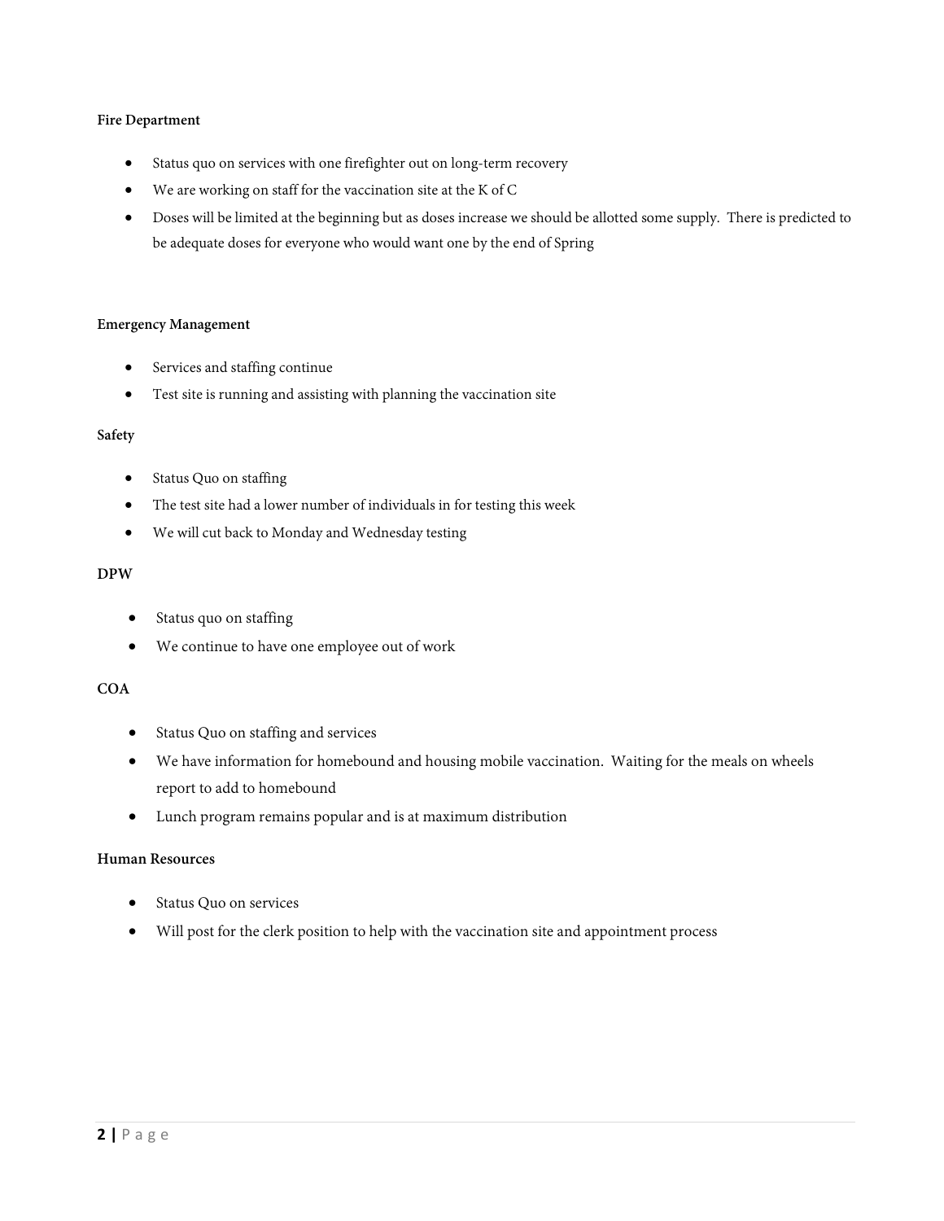**Fire Department**

- Status quo on services with one firefighter out on long-term recovery
- We are working on staff for the vaccination site at the K of C
- Doses will be limited at the beginning but as doses increase we should be allotted some supply. There is predicted to be adequate doses for everyone who would want one by the end of Spring

**Emergency Management**

- Services and staffing continue
- Test site is running and assisting with planning the vaccination site

**Safety**

- Status Quo on staffing
- The test site had a lower number of individuals in for testing this week
- We will cut back to Monday and Wednesday testing

**DPW**

- Status quo on staffing
- We continue to have one employee out of work

**COA**

- Status Quo on staffing and services
- We have information for homebound and housing mobile vaccination. Waiting for the meals on wheels report to add to homebound
- Lunch program remains popular and is at maximum distribution

**Human Resources**

- Status Quo on services
- Will post for the clerk position to help with the vaccination site and appointment process